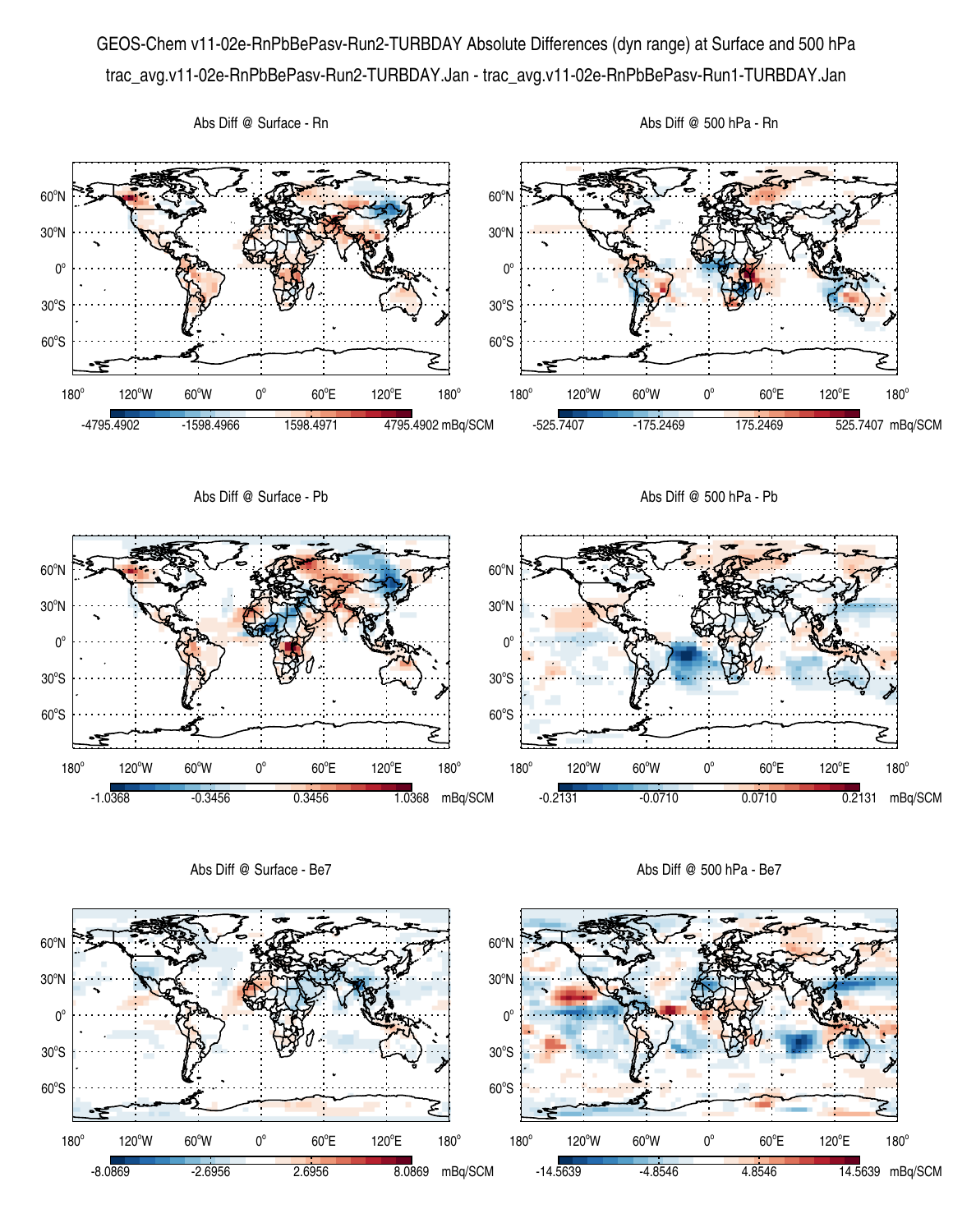GEOS-Chem v11-02e-RnPbBePasv-Run2-TURBDAY Absolute Differences (dyn range) at Surface and 500 hPa

trac_avg.v11-02e-RnPbBePasv-Run2-TURBDAY.Jan - trac_avg.v11-02e-RnPbBePasv-Run1-TURBDAY.Jan

Abs Diff @ Surface - Rn

-4795.4902 -1598.4966 1598.4971 4795.4902 mBq/SCM

Abs Diff @ 500 hPa - Rn

-525.7407 -175.2469 175.2469 525.7407 mBq/SCM

Abs Diff @ Surface - Pb

-1.0368 -0.3456 0.3456 1.0368 mBq/SCM

Abs Diff @ 500 hPa - Pb

-0.2131 -0.0710 0.0710 0.2131 mBq/SCM

Abs Diff @ Surface - Be7

-8.0869 -2.6956 2.6956 8.0869 mBq/SCM

Abs Diff @ 500 hPa - Be7

-14.5639 -4.8546 4.8546 14.5639 mBq/SCM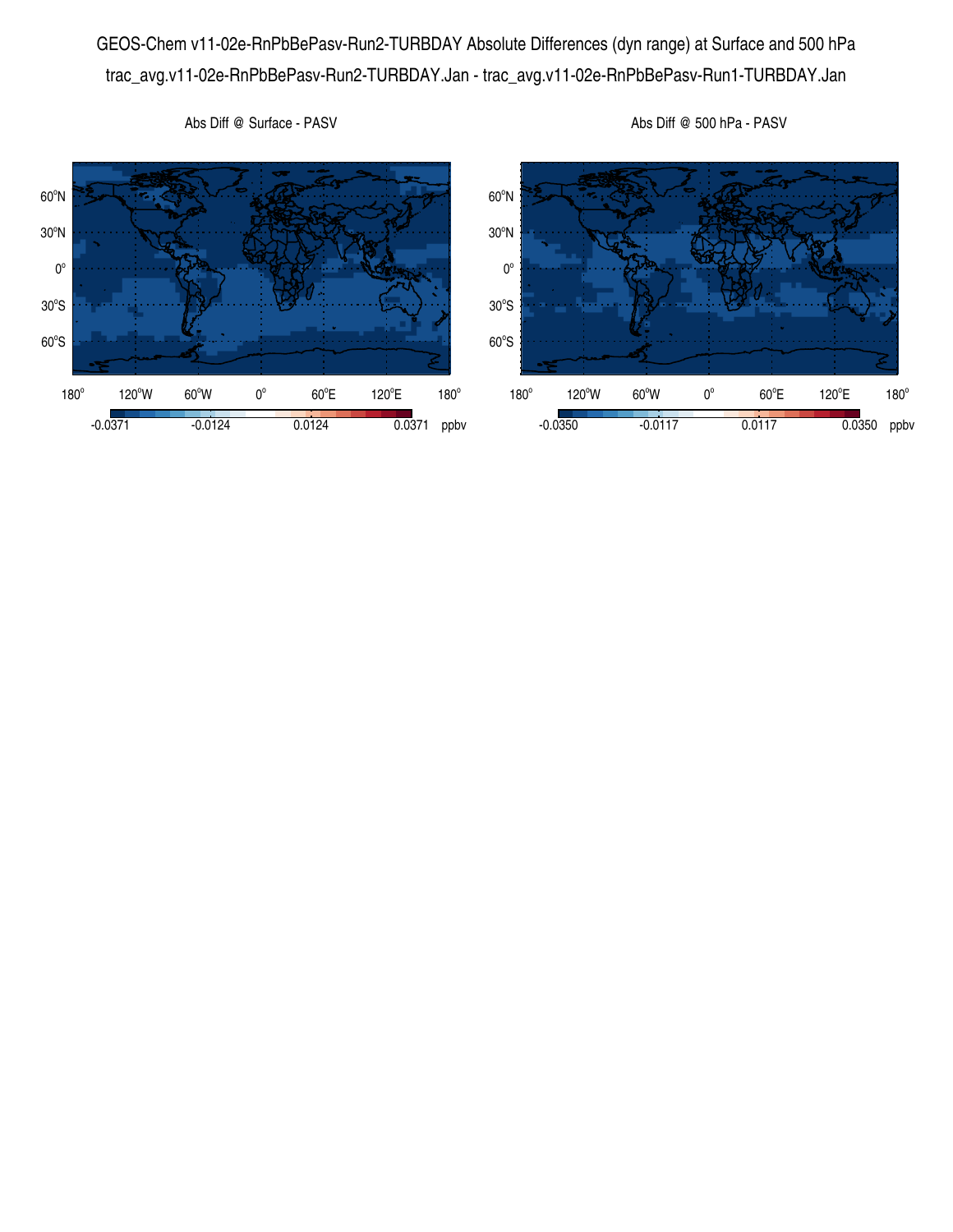GEOS-Chem v11-02e-RnPbBePasv-Run2-TURBDAY Absolute Differences (dyn range) at Surface and 500 hPa

trac_avg.v11-02e-RnPbBePasv-Run2-TURBDAY.Jan - trac_avg.v11-02e-RnPbBePasv-Run1-TURBDAY.Jan

Abs Diff @ Surface - PASV

60°N
30°N
0°
30°S
60°S

180°
120°W
60°W
0°
60°E
120°E
180°

-0.0371
-0.0124
0.0124
0.0371
ppbv

Abs Diff @ 500 hPa - PASV

60°N
30°N
0°
30°S
60°S

180°
120°W
60°W
0°
60°E
120°E
180°

-0.0350
-0.0117
0.0117
0.0350
ppbv